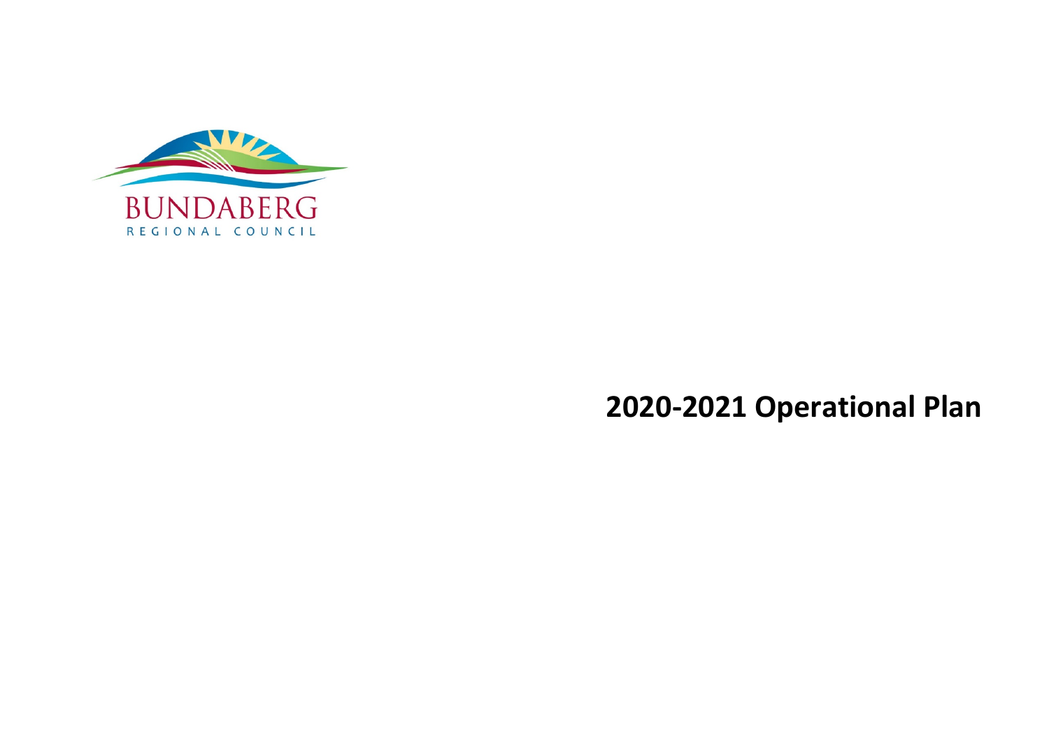BUNDABERG
REGIONAL COUNCIL

# 2020-2021 Operational Plan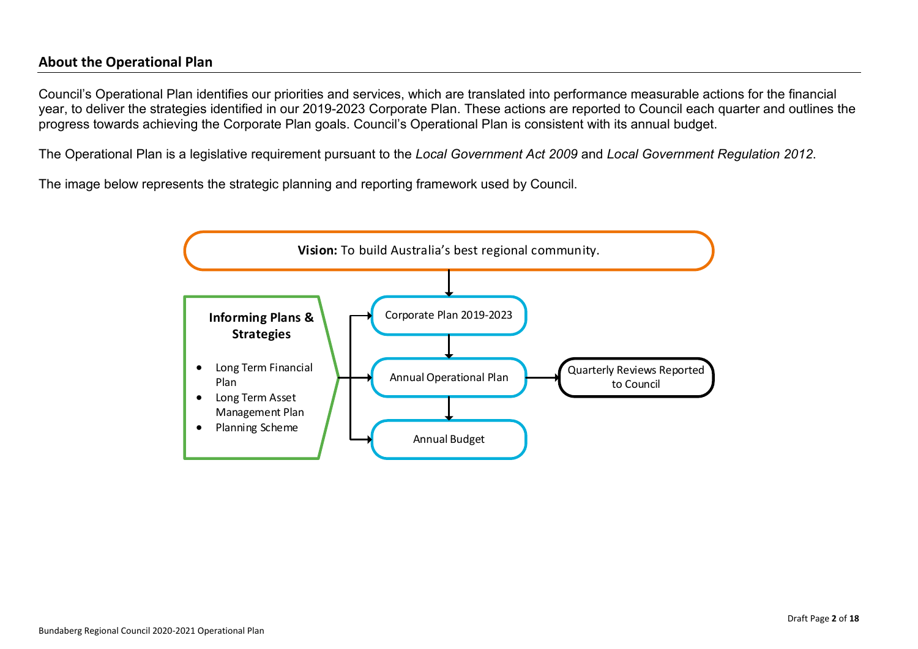## About the Operational Plan

Council's Operational Plan identifies our priorities and services, which are translated into performance measurable actions for the financial year, to deliver the strategies identified in our 2019-2023 Corporate Plan. These actions are reported to Council each quarter and outlines the progress towards achieving the Corporate Plan goals. Council's Operational Plan is consistent with its annual budget.

The Operational Plan is a legislative requirement pursuant to the *Local Government Act 2009* and *Local Government Regulation 2012.*

The image below represents the strategic planning and reporting framework used by Council.

**Vision:** To build Australia's best regional community.

**Informing Plans & Strategies**

- Long Term Financial Plan
- Long Term Asset Management Plan
- Planning Scheme

Corporate Plan 2019-2023

Annual Operational Plan

Quarterly Reviews Reported to Council

Annual Budget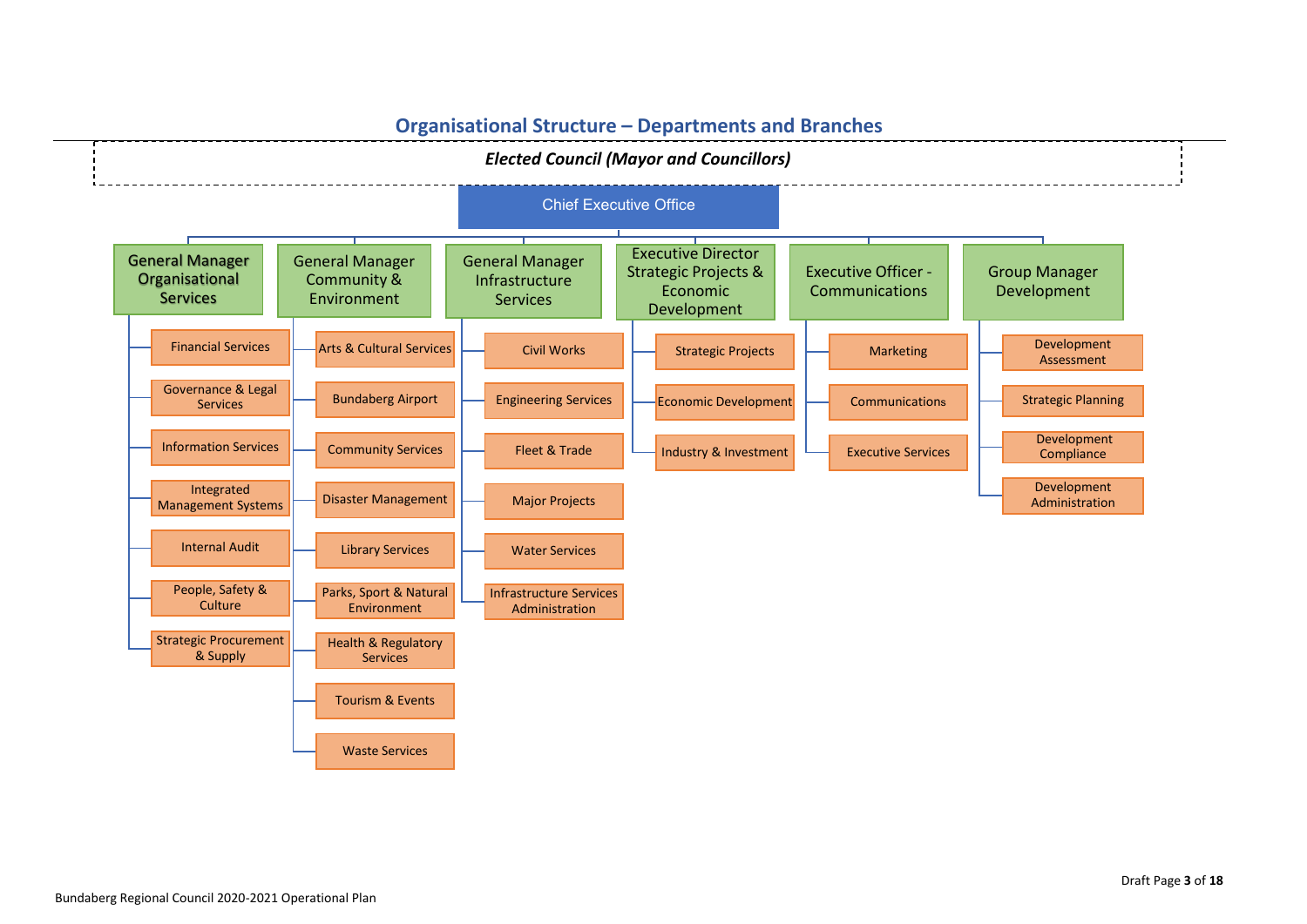## Organisational Structure – Departments and Branches

*Elected Council (Mayor and Councillors)*

**Chief Executive Office**

### General Manager Organisational Services

- Financial Services
- Governance & Legal Services
- Information Services
- Integrated Management Systems
- Internal Audit
- People, Safety & Culture
- Strategic Procurement & Supply

### General Manager Community & Environment

- Arts & Cultural Services
- Bundaberg Airport
- Community Services
- Disaster Management
- Library Services
- Parks, Sport & Natural Environment
- Health & Regulatory Services
- Tourism & Events
- Waste Services

### General Manager Infrastructure Services

- Civil Works
- Engineering Services
- Fleet & Trade
- Major Projects
- Water Services
- Infrastructure Services Administration

### Executive Director Strategic Projects & Economic Development

- Strategic Projects
- Economic Development
- Industry & Investment

### Executive Officer - Communications

- Marketing
- Communications
- Executive Services

### Group Manager Development

- Development Assessment
- Strategic Planning
- Development Compliance
- Development Administration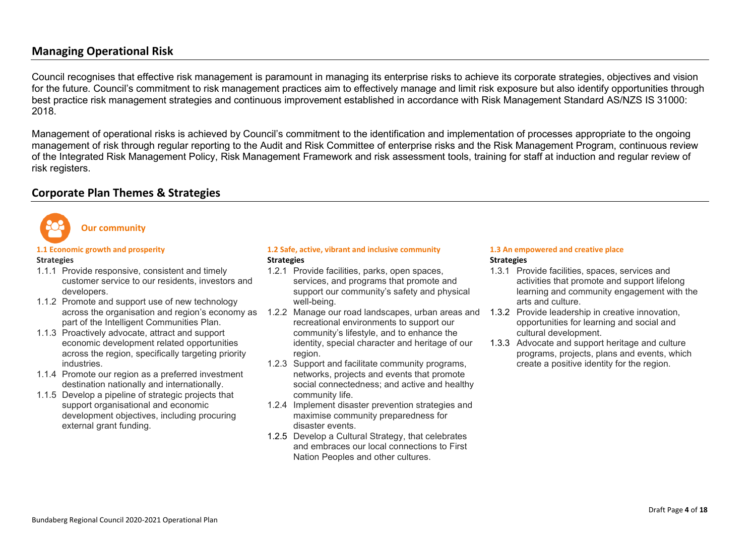## Managing Operational Risk

Council recognises that effective risk management is paramount in managing its enterprise risks to achieve its corporate strategies, objectives and vision for the future. Council's commitment to risk management practices aim to effectively manage and limit risk exposure but also identify opportunities through best practice risk management strategies and continuous improvement established in accordance with Risk Management Standard AS/NZS IS 31000: 2018.

Management of operational risks is achieved by Council's commitment to the identification and implementation of processes appropriate to the ongoing management of risk through regular reporting to the Audit and Risk Committee of enterprise risks and the Risk Management Program, continuous review of the Integrated Risk Management Policy, Risk Management Framework and risk assessment tools, training for staff at induction and regular review of risk registers.

## Corporate Plan Themes & Strategies

### Our community

#### 1.1 Economic growth and prosperity

**Strategies**

- 1.1.1 Provide responsive, consistent and timely customer service to our residents, investors and developers.
- 1.1.2 Promote and support use of new technology across the organisation and region's economy as part of the Intelligent Communities Plan.
- 1.1.3 Proactively advocate, attract and support economic development related opportunities across the region, specifically targeting priority industries.
- 1.1.4 Promote our region as a preferred investment destination nationally and internationally.
- 1.1.5 Develop a pipeline of strategic projects that support organisational and economic development objectives, including procuring external grant funding.

#### 1.2 Safe, active, vibrant and inclusive community

**Strategies**

- 1.2.1 Provide facilities, parks, open spaces, services, and programs that promote and support our community's safety and physical well-being.
- 1.2.2 Manage our road landscapes, urban areas and recreational environments to support our community's lifestyle, and to enhance the identity, special character and heritage of our region.
- 1.2.3 Support and facilitate community programs, networks, projects and events that promote social connectedness; and active and healthy community life.
- 1.2.4 Implement disaster prevention strategies and maximise community preparedness for disaster events.
- 1.2.5 Develop a Cultural Strategy, that celebrates and embraces our local connections to First Nation Peoples and other cultures.

#### 1.3 An empowered and creative place

**Strategies**

- 1.3.1 Provide facilities, spaces, services and activities that promote and support lifelong learning and community engagement with the arts and culture.
- 1.3.2 Provide leadership in creative innovation, opportunities for learning and social and cultural development.
- 1.3.3 Advocate and support heritage and culture programs, projects, plans and events, which create a positive identity for the region.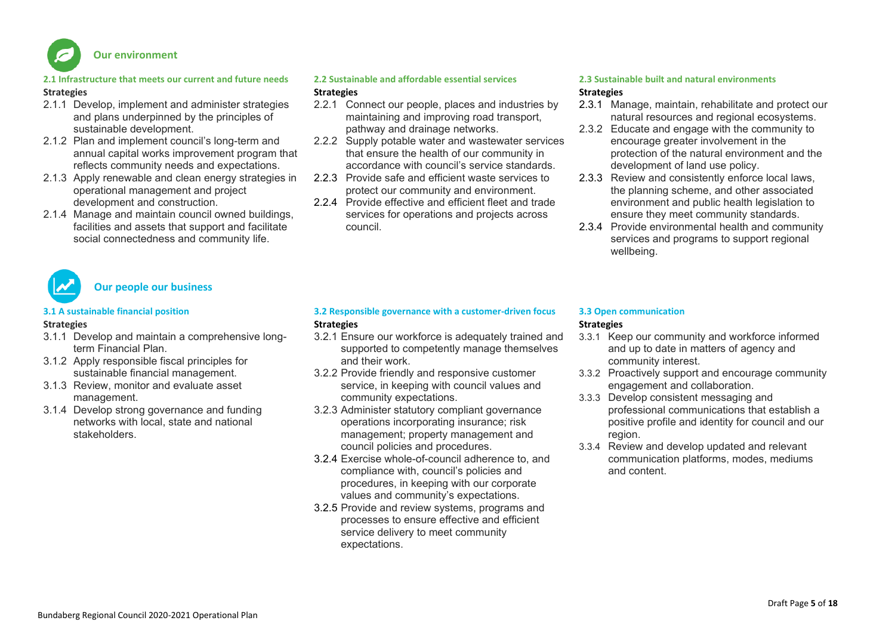## Our environment

### 2.1 Infrastructure that meets our current and future needs

**Strategies**

2.1.1 Develop, implement and administer strategies and plans underpinned by the principles of sustainable development.

2.1.2 Plan and implement council's long-term and annual capital works improvement program that reflects community needs and expectations.

2.1.3 Apply renewable and clean energy strategies in operational management and project development and construction.

2.1.4 Manage and maintain council owned buildings, facilities and assets that support and facilitate social connectedness and community life.

### 2.2 Sustainable and affordable essential services

**Strategies**

2.2.1 Connect our people, places and industries by maintaining and improving road transport, pathway and drainage networks.

2.2.2 Supply potable water and wastewater services that ensure the health of our community in accordance with council's service standards.

2.2.3 Provide safe and efficient waste services to protect our community and environment.

2.2.4 Provide effective and efficient fleet and trade services for operations and projects across council.

### 2.3 Sustainable built and natural environments

**Strategies**

2.3.1 Manage, maintain, rehabilitate and protect our natural resources and regional ecosystems.

2.3.2 Educate and engage with the community to encourage greater involvement in the protection of the natural environment and the development of land use policy.

2.3.3 Review and consistently enforce local laws, the planning scheme, and other associated environment and public health legislation to ensure they meet community standards.

2.3.4 Provide environmental health and community services and programs to support regional wellbeing.

## Our people our business

### 3.1 A sustainable financial position

**Strategies**

3.1.1 Develop and maintain a comprehensive long-term Financial Plan.

3.1.2 Apply responsible fiscal principles for sustainable financial management.

3.1.3 Review, monitor and evaluate asset management.

3.1.4 Develop strong governance and funding networks with local, state and national stakeholders.

### 3.2 Responsible governance with a customer-driven focus

**Strategies**

3.2.1 Ensure our workforce is adequately trained and supported to competently manage themselves and their work.

3.2.2 Provide friendly and responsive customer service, in keeping with council values and community expectations.

3.2.3 Administer statutory compliant governance operations incorporating insurance; risk management; property management and council policies and procedures.

3.2.4 Exercise whole-of-council adherence to, and compliance with, council's policies and procedures, in keeping with our corporate values and community's expectations.

3.2.5 Provide and review systems, programs and processes to ensure effective and efficient service delivery to meet community expectations.

### 3.3 Open communication

**Strategies**

3.3.1 Keep our community and workforce informed and up to date in matters of agency and community interest.

3.3.2 Proactively support and encourage community engagement and collaboration.

3.3.3 Develop consistent messaging and professional communications that establish a positive profile and identity for council and our region.

3.3.4 Review and develop updated and relevant communication platforms, modes, mediums and content.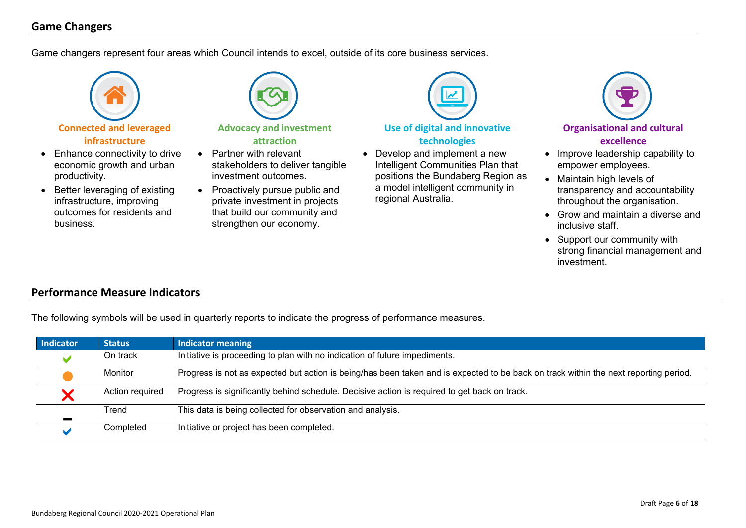## Game Changers

Game changers represent four areas which Council intends to excel, outside of its core business services.

### Connected and leveraged infrastructure

- Enhance connectivity to drive economic growth and urban productivity.
- Better leveraging of existing infrastructure, improving outcomes for residents and business.

### Advocacy and investment attraction

- Partner with relevant stakeholders to deliver tangible investment outcomes.
- Proactively pursue public and private investment in projects that build our community and strengthen our economy.

### Use of digital and innovative technologies

- Develop and implement a new Intelligent Communities Plan that positions the Bundaberg Region as a model intelligent community in regional Australia.

### Organisational and cultural excellence

- Improve leadership capability to empower employees.
- Maintain high levels of transparency and accountability throughout the organisation.
- Grow and maintain a diverse and inclusive staff.
- Support our community with strong financial management and investment.

## Performance Measure Indicators

The following symbols will be used in quarterly reports to indicate the progress of performance measures.

| Indicator | Status | Indicator meaning |
|---|---|---|
| ✔ | On track | Initiative is proceeding to plan with no indication of future impediments. |
| ● | Monitor | Progress is not as expected but action is being/has been taken and is expected to be back on track within the next reporting period. |
| ✖ | Action required | Progress is significantly behind schedule. Decisive action is required to get back on track. |
| ▬ | Trend | This data is being collected for observation and analysis. |
| ✔ | Completed | Initiative or project has been completed. |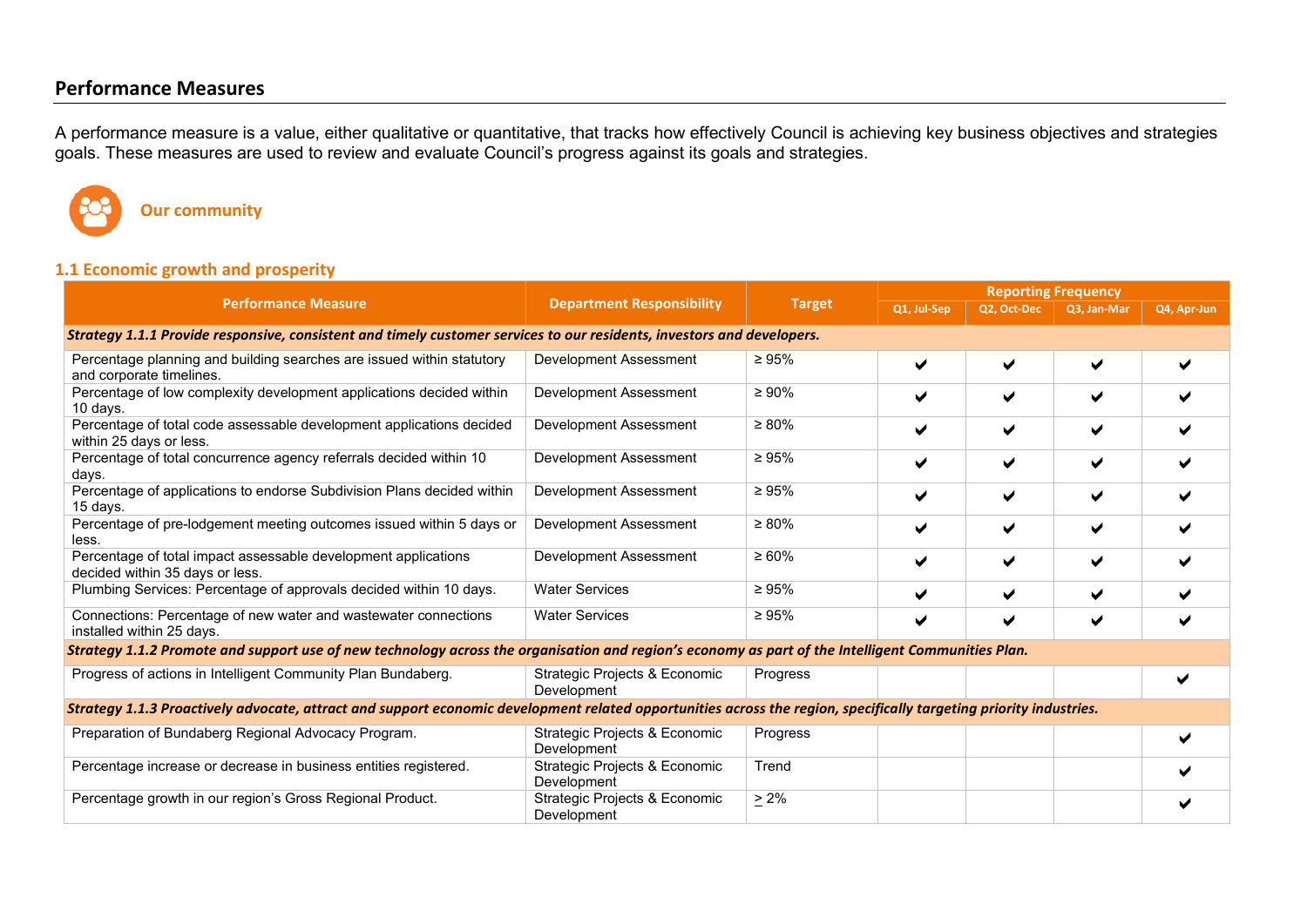## Performance Measures

A performance measure is a value, either qualitative or quantitative, that tracks how effectively Council is achieving key business objectives and strategies goals. These measures are used to review and evaluate Council's progress against its goals and strategies.

### Our community

### 1.1 Economic growth and prosperity

| Performance Measure | Department Responsibility | Target | Reporting Frequency | | | |
|---|---|---|---|---|---|---|
| | | | Q1, Jul-Sep | Q2, Oct-Dec | Q3, Jan-Mar | Q4, Apr-Jun |
| ***Strategy 1.1.1 Provide responsive, consistent and timely customer services to our residents, investors and developers.*** | | | | | | |
| Percentage planning and building searches are issued within statutory and corporate timelines. | Development Assessment | ≥ 95% | ✔ | ✔ | ✔ | ✔ |
| Percentage of low complexity development applications decided within 10 days. | Development Assessment | ≥ 90% | ✔ | ✔ | ✔ | ✔ |
| Percentage of total code assessable development applications decided within 25 days or less. | Development Assessment | ≥ 80% | ✔ | ✔ | ✔ | ✔ |
| Percentage of total concurrence agency referrals decided within 10 days. | Development Assessment | ≥ 95% | ✔ | ✔ | ✔ | ✔ |
| Percentage of applications to endorse Subdivision Plans decided within 15 days. | Development Assessment | ≥ 95% | ✔ | ✔ | ✔ | ✔ |
| Percentage of pre-lodgement meeting outcomes issued within 5 days or less. | Development Assessment | ≥ 80% | ✔ | ✔ | ✔ | ✔ |
| Percentage of total impact assessable development applications decided within 35 days or less. | Development Assessment | ≥ 60% | ✔ | ✔ | ✔ | ✔ |
| Plumbing Services: Percentage of approvals decided within 10 days. | Water Services | ≥ 95% | ✔ | ✔ | ✔ | ✔ |
| Connections: Percentage of new water and wastewater connections installed within 25 days. | Water Services | ≥ 95% | ✔ | ✔ | ✔ | ✔ |
| ***Strategy 1.1.2 Promote and support use of new technology across the organisation and region's economy as part of the Intelligent Communities Plan.*** | | | | | | |
| Progress of actions in Intelligent Community Plan Bundaberg. | Strategic Projects & Economic Development | Progress | | | | ✔ |
| ***Strategy 1.1.3 Proactively advocate, attract and support economic development related opportunities across the region, specifically targeting priority industries.*** | | | | | | |
| Preparation of Bundaberg Regional Advocacy Program. | Strategic Projects & Economic Development | Progress | | | | ✔ |
| Percentage increase or decrease in business entities registered. | Strategic Projects & Economic Development | Trend | | | | ✔ |
| Percentage growth in our region's Gross Regional Product. | Strategic Projects & Economic Development | ≥ 2% | | | | ✔ |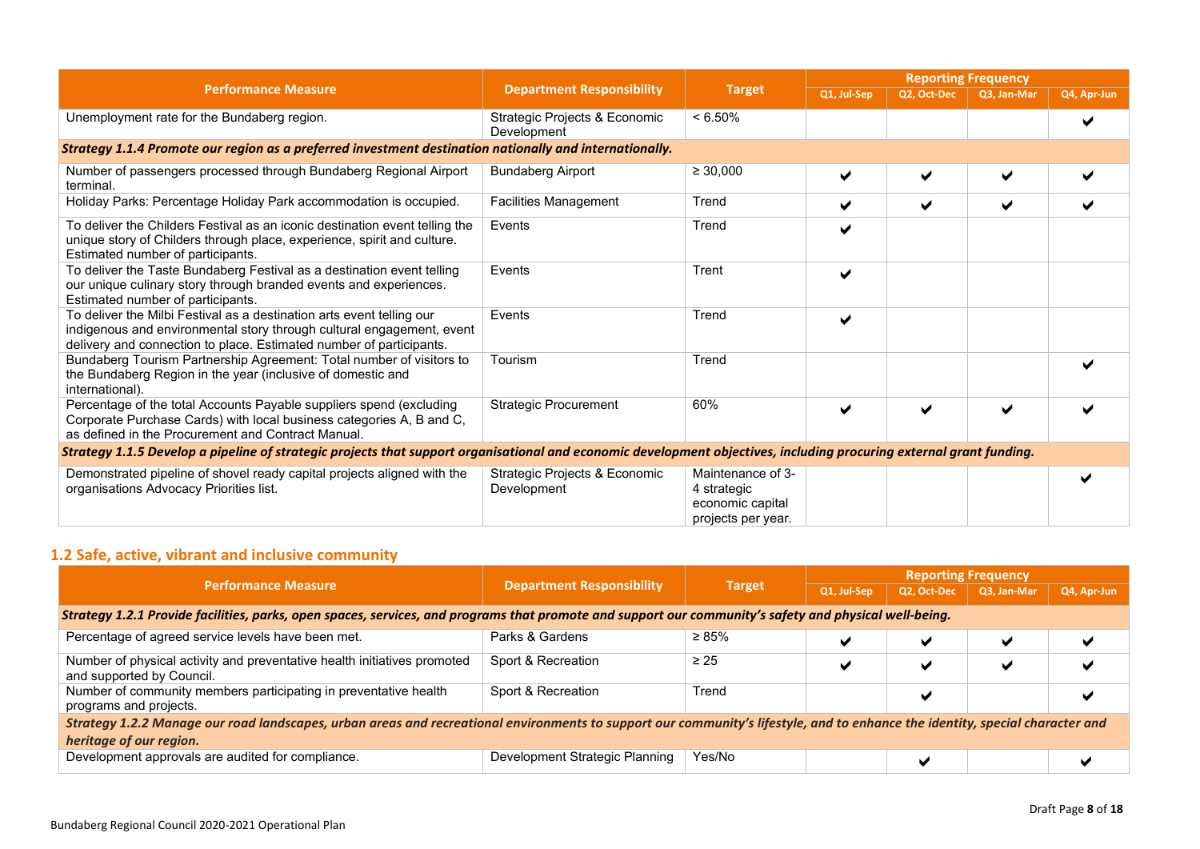| Performance Measure | Department Responsibility | Target | Reporting Frequency | | | |
|---|---|---|---|---|---|---|
| | | | Q1, Jul-Sep | Q2, Oct-Dec | Q3, Jan-Mar | Q4, Apr-Jun |
| Unemployment rate for the Bundaberg region. | Strategic Projects & Economic Development | < 6.50% | | | | ✔ |
| ***Strategy 1.1.4 Promote our region as a preferred investment destination nationally and internationally.*** | | | | | | |
| Number of passengers processed through Bundaberg Regional Airport terminal. | Bundaberg Airport | ≥ 30,000 | ✔ | ✔ | ✔ | ✔ |
| Holiday Parks: Percentage Holiday Park accommodation is occupied. | Facilities Management | Trend | ✔ | ✔ | ✔ | ✔ |
| To deliver the Childers Festival as an iconic destination event telling the unique story of Childers through place, experience, spirit and culture. Estimated number of participants. | Events | Trend | ✔ | | | |
| To deliver the Taste Bundaberg Festival as a destination event telling our unique culinary story through branded events and experiences. Estimated number of participants. | Events | Trent | ✔ | | | |
| To deliver the Milbi Festival as a destination arts event telling our indigenous and environmental story through cultural engagement, event delivery and connection to place. Estimated number of participants. | Events | Trend | ✔ | | | |
| Bundaberg Tourism Partnership Agreement: Total number of visitors to the Bundaberg Region in the year (inclusive of domestic and international). | Tourism | Trend | | | | ✔ |
| Percentage of the total Accounts Payable suppliers spend (excluding Corporate Purchase Cards) with local business categories A, B and C, as defined in the Procurement and Contract Manual. | Strategic Procurement | 60% | ✔ | ✔ | ✔ | ✔ |
| ***Strategy 1.1.5 Develop a pipeline of strategic projects that support organisational and economic development objectives, including procuring external grant funding.*** | | | | | | |
| Demonstrated pipeline of shovel ready capital projects aligned with the organisations Advocacy Priorities list. | Strategic Projects & Economic Development | Maintenance of 3-4 strategic economic capital projects per year. | | | | ✔ |

## 1.2 Safe, active, vibrant and inclusive community

| Performance Measure | Department Responsibility | Target | Reporting Frequency | | | |
|---|---|---|---|---|---|---|
| | | | Q1, Jul-Sep | Q2, Oct-Dec | Q3, Jan-Mar | Q4, Apr-Jun |
| ***Strategy 1.2.1 Provide facilities, parks, open spaces, services, and programs that promote and support our community's safety and physical well-being.*** | | | | | | |
| Percentage of agreed service levels have been met. | Parks & Gardens | ≥ 85% | ✔ | ✔ | ✔ | ✔ |
| Number of physical activity and preventative health initiatives promoted and supported by Council. | Sport & Recreation | ≥ 25 | ✔ | ✔ | ✔ | ✔ |
| Number of community members participating in preventative health programs and projects. | Sport & Recreation | Trend | | ✔ | | ✔ |
| ***Strategy 1.2.2 Manage our road landscapes, urban areas and recreational environments to support our community's lifestyle, and to enhance the identity, special character and heritage of our region.*** | | | | | | |
| Development approvals are audited for compliance. | Development Strategic Planning | Yes/No | | ✔ | | ✔ |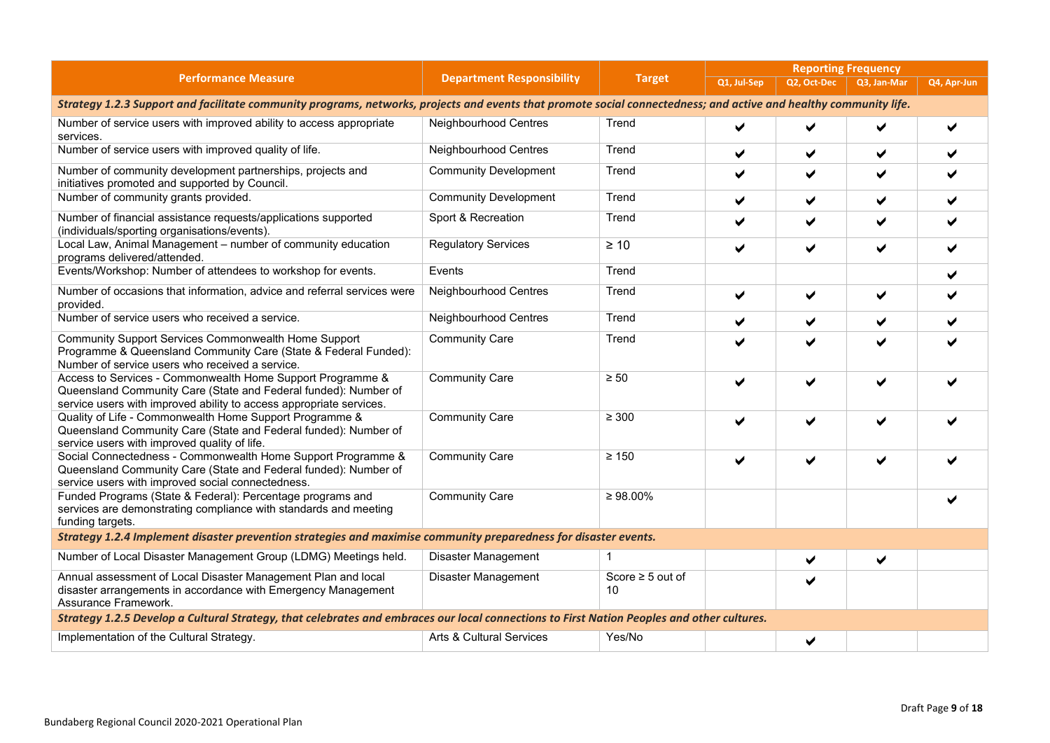| Performance Measure | Department Responsibility | Target | Reporting Frequency | | | |
|---|---|---|---|---|---|---|
| | | | Q1, Jul-Sep | Q2, Oct-Dec | Q3, Jan-Mar | Q4, Apr-Jun |
| ***Strategy 1.2.3 Support and facilitate community programs, networks, projects and events that promote social connectedness; and active and healthy community life.*** | | | | | | |
| Number of service users with improved ability to access appropriate services. | Neighbourhood Centres | Trend | ✔ | ✔ | ✔ | ✔ |
| Number of service users with improved quality of life. | Neighbourhood Centres | Trend | ✔ | ✔ | ✔ | ✔ |
| Number of community development partnerships, projects and initiatives promoted and supported by Council. | Community Development | Trend | ✔ | ✔ | ✔ | ✔ |
| Number of community grants provided. | Community Development | Trend | ✔ | ✔ | ✔ | ✔ |
| Number of financial assistance requests/applications supported (individuals/sporting organisations/events). | Sport & Recreation | Trend | ✔ | ✔ | ✔ | ✔ |
| Local Law, Animal Management – number of community education programs delivered/attended. | Regulatory Services | ≥ 10 | ✔ | ✔ | ✔ | ✔ |
| Events/Workshop: Number of attendees to workshop for events. | Events | Trend | | | | ✔ |
| Number of occasions that information, advice and referral services were provided. | Neighbourhood Centres | Trend | ✔ | ✔ | ✔ | ✔ |
| Number of service users who received a service. | Neighbourhood Centres | Trend | ✔ | ✔ | ✔ | ✔ |
| Community Support Services Commonwealth Home Support Programme & Queensland Community Care (State & Federal Funded): Number of service users who received a service. | Community Care | Trend | ✔ | ✔ | ✔ | ✔ |
| Access to Services - Commonwealth Home Support Programme & Queensland Community Care (State and Federal funded): Number of service users with improved ability to access appropriate services. | Community Care | ≥ 50 | ✔ | ✔ | ✔ | ✔ |
| Quality of Life - Commonwealth Home Support Programme & Queensland Community Care (State and Federal funded): Number of service users with improved quality of life. | Community Care | ≥ 300 | ✔ | ✔ | ✔ | ✔ |
| Social Connectedness - Commonwealth Home Support Programme & Queensland Community Care (State and Federal funded): Number of service users with improved social connectedness. | Community Care | ≥ 150 | ✔ | ✔ | ✔ | ✔ |
| Funded Programs (State & Federal): Percentage programs and services are demonstrating compliance with standards and meeting funding targets. | Community Care | ≥ 98.00% | | | | ✔ |
| ***Strategy 1.2.4 Implement disaster prevention strategies and maximise community preparedness for disaster events.*** | | | | | | |
| Number of Local Disaster Management Group (LDMG) Meetings held. | Disaster Management | 1 | | ✔ | ✔ | |
| Annual assessment of Local Disaster Management Plan and local disaster arrangements in accordance with Emergency Management Assurance Framework. | Disaster Management | Score ≥ 5 out of 10 | | ✔ | | |
| ***Strategy 1.2.5 Develop a Cultural Strategy, that celebrates and embraces our local connections to First Nation Peoples and other cultures.*** | | | | | | |
| Implementation of the Cultural Strategy. | Arts & Cultural Services | Yes/No | | ✔ | | |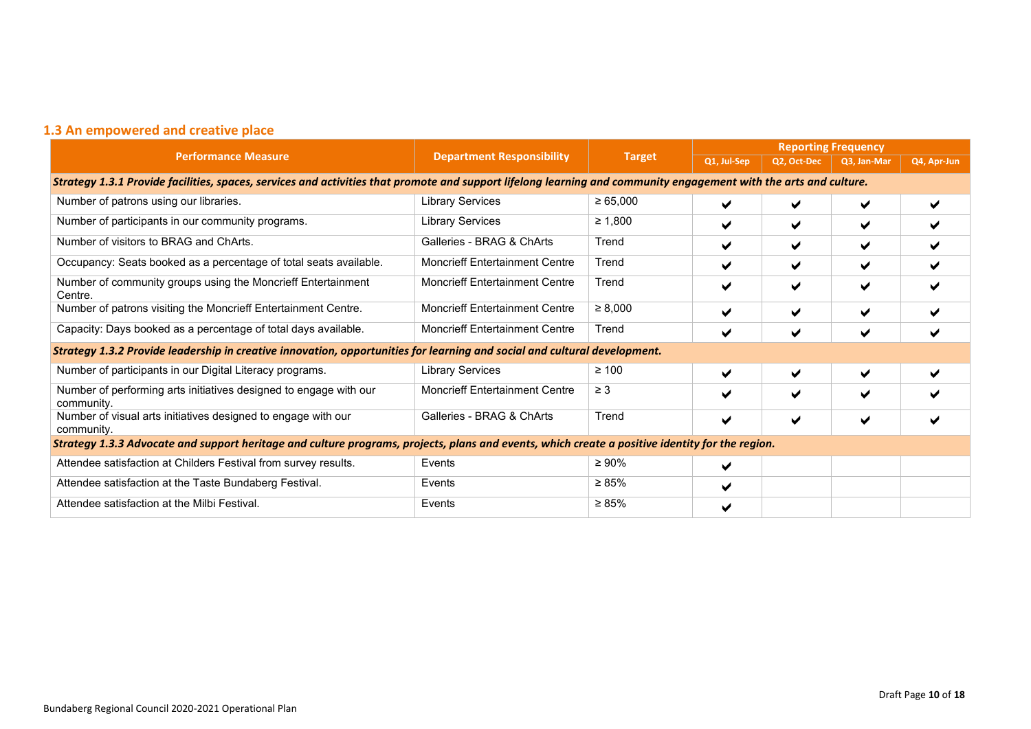## 1.3 An empowered and creative place

| Performance Measure | Department Responsibility | Target | Reporting Frequency | | | |
|---|---|---|---|---|---|---|
| | | | Q1, Jul-Sep | Q2, Oct-Dec | Q3, Jan-Mar | Q4, Apr-Jun |
| ***Strategy 1.3.1 Provide facilities, spaces, services and activities that promote and support lifelong learning and community engagement with the arts and culture.*** | | | | | | |
| Number of patrons using our libraries. | Library Services | ≥ 65,000 | ✔ | ✔ | ✔ | ✔ |
| Number of participants in our community programs. | Library Services | ≥ 1,800 | ✔ | ✔ | ✔ | ✔ |
| Number of visitors to BRAG and ChArts. | Galleries - BRAG & ChArts | Trend | ✔ | ✔ | ✔ | ✔ |
| Occupancy: Seats booked as a percentage of total seats available. | Moncrieff Entertainment Centre | Trend | ✔ | ✔ | ✔ | ✔ |
| Number of community groups using the Moncrieff Entertainment Centre. | Moncrieff Entertainment Centre | Trend | ✔ | ✔ | ✔ | ✔ |
| Number of patrons visiting the Moncrieff Entertainment Centre. | Moncrieff Entertainment Centre | ≥ 8,000 | ✔ | ✔ | ✔ | ✔ |
| Capacity: Days booked as a percentage of total days available. | Moncrieff Entertainment Centre | Trend | ✔ | ✔ | ✔ | ✔ |
| ***Strategy 1.3.2 Provide leadership in creative innovation, opportunities for learning and social and cultural development.*** | | | | | | |
| Number of participants in our Digital Literacy programs. | Library Services | ≥ 100 | ✔ | ✔ | ✔ | ✔ |
| Number of performing arts initiatives designed to engage with our community. | Moncrieff Entertainment Centre | ≥ 3 | ✔ | ✔ | ✔ | ✔ |
| Number of visual arts initiatives designed to engage with our community. | Galleries - BRAG & ChArts | Trend | ✔ | ✔ | ✔ | ✔ |
| ***Strategy 1.3.3 Advocate and support heritage and culture programs, projects, plans and events, which create a positive identity for the region.*** | | | | | | |
| Attendee satisfaction at Childers Festival from survey results. | Events | ≥ 90% | ✔ | | | |
| Attendee satisfaction at the Taste Bundaberg Festival. | Events | ≥ 85% | ✔ | | | |
| Attendee satisfaction at the Milbi Festival. | Events | ≥ 85% | ✔ | | | |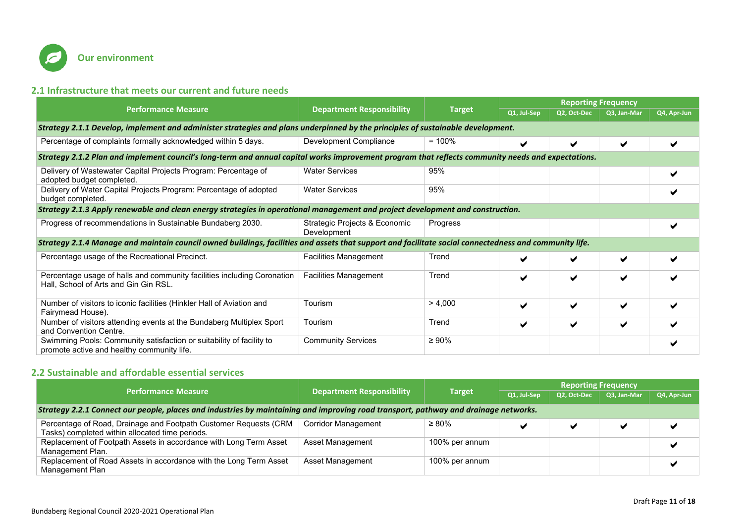## Our environment

### 2.1 Infrastructure that meets our current and future needs

| Performance Measure | Department Responsibility | Target | Reporting Frequency | | | |
|---|---|---|---|---|---|---|
| | | | Q1, Jul-Sep | Q2, Oct-Dec | Q3, Jan-Mar | Q4, Apr-Jun |
| ***Strategy 2.1.1 Develop, implement and administer strategies and plans underpinned by the principles of sustainable development.*** | | | | | | |
| Percentage of complaints formally acknowledged within 5 days. | Development Compliance | = 100% | ✔ | ✔ | ✔ | ✔ |
| ***Strategy 2.1.2 Plan and implement council's long-term and annual capital works improvement program that reflects community needs and expectations.*** | | | | | | |
| Delivery of Wastewater Capital Projects Program: Percentage of adopted budget completed. | Water Services | 95% | | | | ✔ |
| Delivery of Water Capital Projects Program: Percentage of adopted budget completed. | Water Services | 95% | | | | ✔ |
| ***Strategy 2.1.3 Apply renewable and clean energy strategies in operational management and project development and construction.*** | | | | | | |
| Progress of recommendations in Sustainable Bundaberg 2030. | Strategic Projects & Economic Development | Progress | | | | ✔ |
| ***Strategy 2.1.4 Manage and maintain council owned buildings, facilities and assets that support and facilitate social connectedness and community life.*** | | | | | | |
| Percentage usage of the Recreational Precinct. | Facilities Management | Trend | ✔ | ✔ | ✔ | ✔ |
| Percentage usage of halls and community facilities including Coronation Hall, School of Arts and Gin Gin RSL. | Facilities Management | Trend | ✔ | ✔ | ✔ | ✔ |
| Number of visitors to iconic facilities (Hinkler Hall of Aviation and Fairymead House). | Tourism | > 4,000 | ✔ | ✔ | ✔ | ✔ |
| Number of visitors attending events at the Bundaberg Multiplex Sport and Convention Centre. | Tourism | Trend | ✔ | ✔ | ✔ | ✔ |
| Swimming Pools: Community satisfaction or suitability of facility to promote active and healthy community life. | Community Services | ≥ 90% | | | | ✔ |

### 2.2 Sustainable and affordable essential services

| Performance Measure | Department Responsibility | Target | Reporting Frequency | | | |
|---|---|---|---|---|---|---|
| | | | Q1, Jul-Sep | Q2, Oct-Dec | Q3, Jan-Mar | Q4, Apr-Jun |
| ***Strategy 2.2.1 Connect our people, places and industries by maintaining and improving road transport, pathway and drainage networks.*** | | | | | | |
| Percentage of Road, Drainage and Footpath Customer Requests (CRM Tasks) completed within allocated time periods. | Corridor Management | ≥ 80% | ✔ | ✔ | ✔ | ✔ |
| Replacement of Footpath Assets in accordance with Long Term Asset Management Plan. | Asset Management | 100% per annum | | | | ✔ |
| Replacement of Road Assets in accordance with the Long Term Asset Management Plan | Asset Management | 100% per annum | | | | ✔ |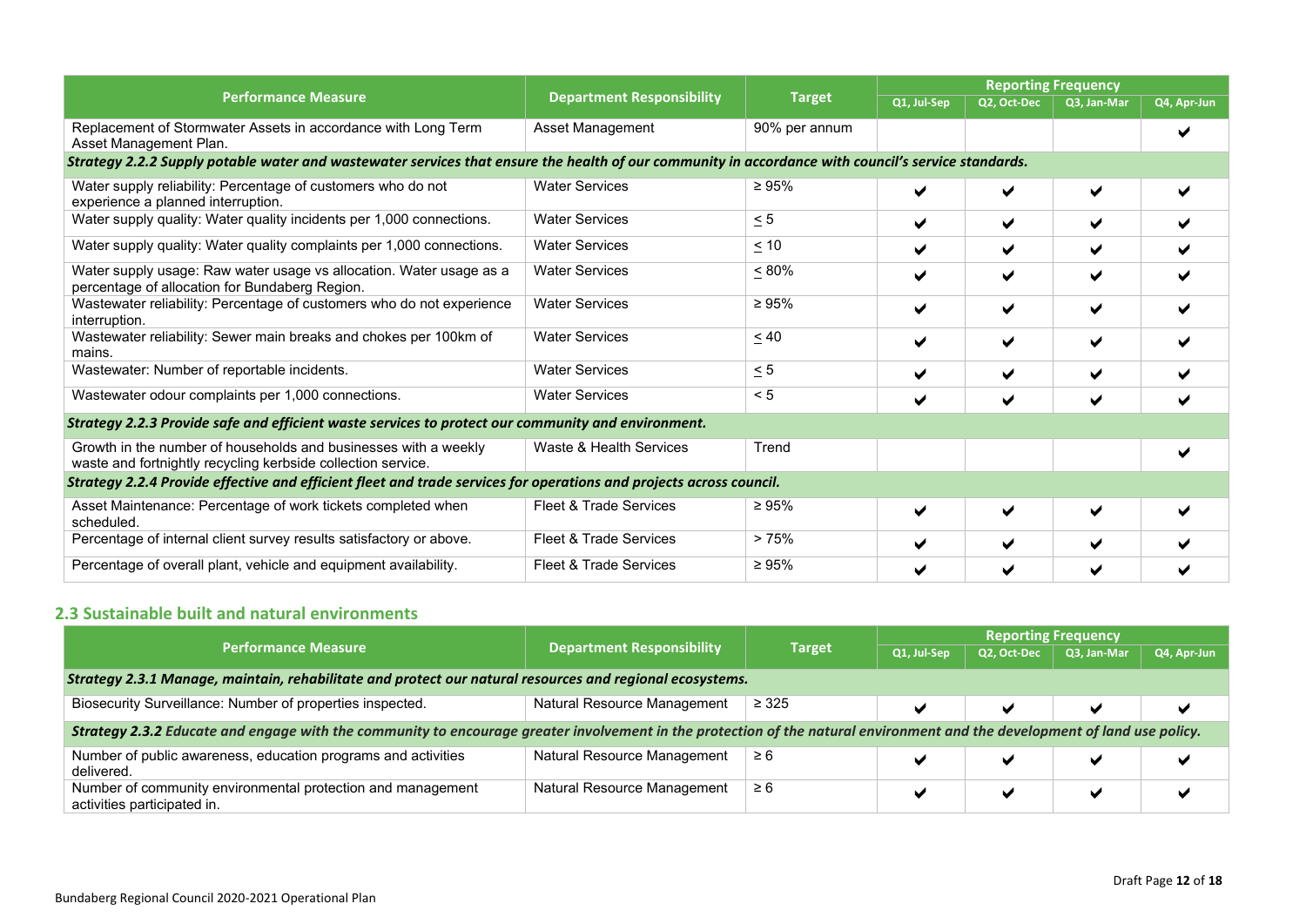| Performance Measure | Department Responsibility | Target | Reporting Frequency | | | |
|---|---|---|---|---|---|---|
| | | | Q1, Jul-Sep | Q2, Oct-Dec | Q3, Jan-Mar | Q4, Apr-Jun |
| Replacement of Stormwater Assets in accordance with Long Term Asset Management Plan. | Asset Management | 90% per annum | | | | ✔ |
| ***Strategy 2.2.2 Supply potable water and wastewater services that ensure the health of our community in accordance with council's service standards.*** | | | | | | |
| Water supply reliability: Percentage of customers who do not experience a planned interruption. | Water Services | ≥ 95% | ✔ | ✔ | ✔ | ✔ |
| Water supply quality: Water quality incidents per 1,000 connections. | Water Services | ≤ 5 | ✔ | ✔ | ✔ | ✔ |
| Water supply quality: Water quality complaints per 1,000 connections. | Water Services | ≤ 10 | ✔ | ✔ | ✔ | ✔ |
| Water supply usage: Raw water usage vs allocation. Water usage as a percentage of allocation for Bundaberg Region. | Water Services | ≤ 80% | ✔ | ✔ | ✔ | ✔ |
| Wastewater reliability: Percentage of customers who do not experience interruption. | Water Services | ≥ 95% | ✔ | ✔ | ✔ | ✔ |
| Wastewater reliability: Sewer main breaks and chokes per 100km of mains. | Water Services | ≤ 40 | ✔ | ✔ | ✔ | ✔ |
| Wastewater: Number of reportable incidents. | Water Services | ≤ 5 | ✔ | ✔ | ✔ | ✔ |
| Wastewater odour complaints per 1,000 connections. | Water Services | < 5 | ✔ | ✔ | ✔ | ✔ |
| ***Strategy 2.2.3 Provide safe and efficient waste services to protect our community and environment.*** | | | | | | |
| Growth in the number of households and businesses with a weekly waste and fortnightly recycling kerbside collection service. | Waste & Health Services | Trend | | | | ✔ |
| ***Strategy 2.2.4 Provide effective and efficient fleet and trade services for operations and projects across council.*** | | | | | | |
| Asset Maintenance: Percentage of work tickets completed when scheduled. | Fleet & Trade Services | ≥ 95% | ✔ | ✔ | ✔ | ✔ |
| Percentage of internal client survey results satisfactory or above. | Fleet & Trade Services | > 75% | ✔ | ✔ | ✔ | ✔ |
| Percentage of overall plant, vehicle and equipment availability. | Fleet & Trade Services | ≥ 95% | ✔ | ✔ | ✔ | ✔ |

## 2.3 Sustainable built and natural environments

| Performance Measure | Department Responsibility | Target | Reporting Frequency | | | |
|---|---|---|---|---|---|---|
| | | | Q1, Jul-Sep | Q2, Oct-Dec | Q3, Jan-Mar | Q4, Apr-Jun |
| ***Strategy 2.3.1 Manage, maintain, rehabilitate and protect our natural resources and regional ecosystems.*** | | | | | | |
| Biosecurity Surveillance: Number of properties inspected. | Natural Resource Management | ≥ 325 | ✔ | ✔ | ✔ | ✔ |
| ***Strategy 2.3.2** Educate and engage with the community to encourage greater involvement in the protection of the natural environment and the development of land use policy.* | | | | | | |
| Number of public awareness, education programs and activities delivered. | Natural Resource Management | ≥ 6 | ✔ | ✔ | ✔ | ✔ |
| Number of community environmental protection and management activities participated in. | Natural Resource Management | ≥ 6 | ✔ | ✔ | ✔ | ✔ |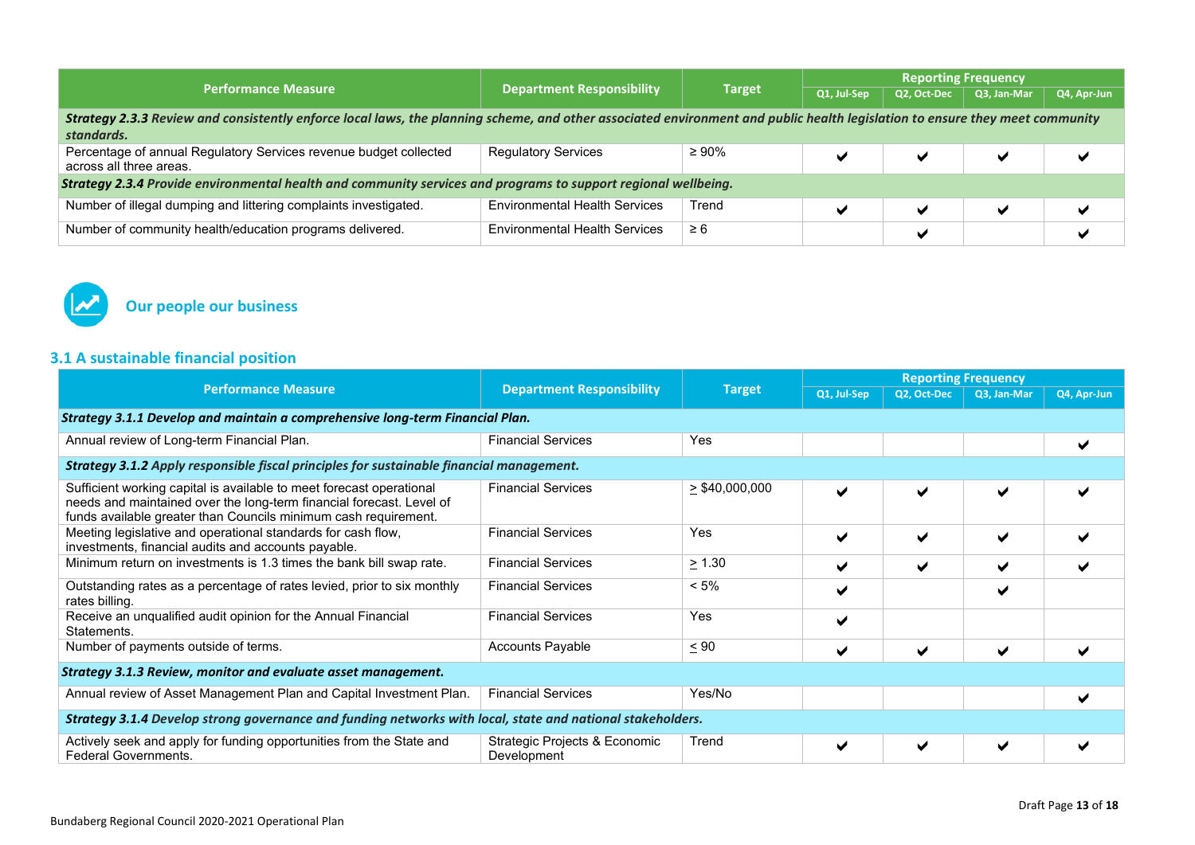| Performance Measure | Department Responsibility | Target | Reporting Frequency | | | |
|---|---|---|---|---|---|---|
| | | | Q1, Jul-Sep | Q2, Oct-Dec | Q3, Jan-Mar | Q4, Apr-Jun |
| ***Strategy 2.3.3** Review and consistently enforce local laws, the planning scheme, and other associated environment and public health legislation to ensure they meet community standards.* | | | | | | |
| Percentage of annual Regulatory Services revenue budget collected across all three areas. | Regulatory Services | ≥ 90% | ✔ | ✔ | ✔ | ✔ |
| ***Strategy 2.3.4** Provide environmental health and community services and programs to support regional wellbeing.* | | | | | | |
| Number of illegal dumping and littering complaints investigated. | Environmental Health Services | Trend | ✔ | ✔ | ✔ | ✔ |
| Number of community health/education programs delivered. | Environmental Health Services | ≥ 6 | | ✔ | | ✔ |

## Our people our business

### 3.1 A sustainable financial position

| Performance Measure | Department Responsibility | Target | Reporting Frequency | | | |
|---|---|---|---|---|---|---|
| | | | Q1, Jul-Sep | Q2, Oct-Dec | Q3, Jan-Mar | Q4, Apr-Jun |
| ***Strategy 3.1.1 Develop and maintain a comprehensive long-term Financial Plan.*** | | | | | | |
| Annual review of Long-term Financial Plan. | Financial Services | Yes | | | | ✔ |
| ***Strategy 3.1.2** Apply responsible fiscal principles for sustainable financial management.* | | | | | | |
| Sufficient working capital is available to meet forecast operational needs and maintained over the long-term financial forecast. Level of funds available greater than Councils minimum cash requirement. | Financial Services | ≥ $40,000,000 | ✔ | ✔ | ✔ | ✔ |
| Meeting legislative and operational standards for cash flow, investments, financial audits and accounts payable. | Financial Services | Yes | ✔ | ✔ | ✔ | ✔ |
| Minimum return on investments is 1.3 times the bank bill swap rate. | Financial Services | ≥ 1.30 | ✔ | ✔ | ✔ | ✔ |
| Outstanding rates as a percentage of rates levied, prior to six monthly rates billing. | Financial Services | < 5% | ✔ | | ✔ | |
| Receive an unqualified audit opinion for the Annual Financial Statements. | Financial Services | Yes | ✔ | | | |
| Number of payments outside of terms. | Accounts Payable | ≤ 90 | ✔ | ✔ | ✔ | ✔ |
| ***Strategy 3.1.3 Review, monitor and evaluate asset management.*** | | | | | | |
| Annual review of Asset Management Plan and Capital Investment Plan. | Financial Services | Yes/No | | | | ✔ |
| ***Strategy 3.1.4** Develop strong governance and funding networks with local, state and national stakeholders.* | | | | | | |
| Actively seek and apply for funding opportunities from the State and Federal Governments. | Strategic Projects & Economic Development | Trend | ✔ | ✔ | ✔ | ✔ |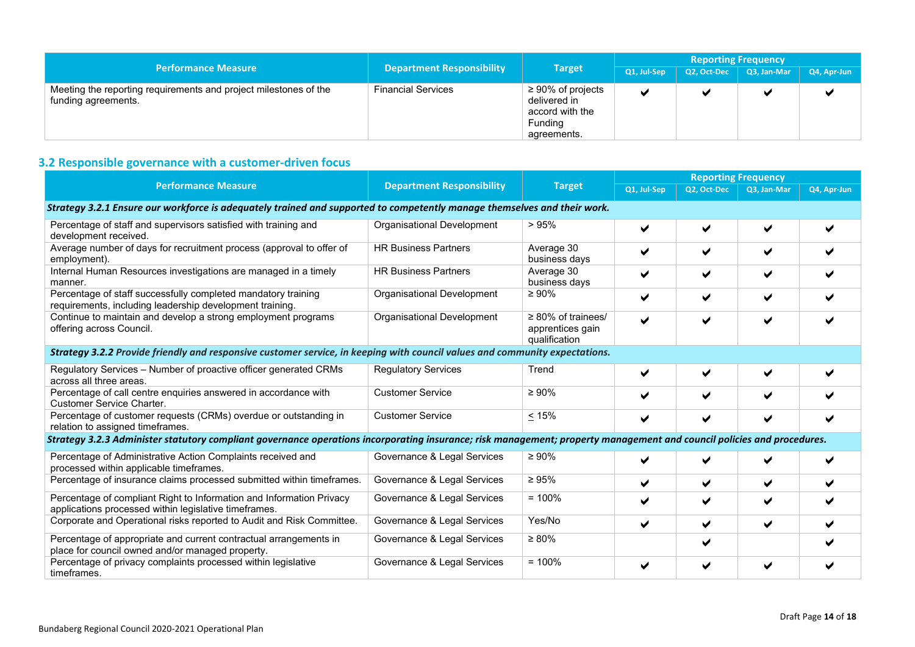| Performance Measure | Department Responsibility | Target | Reporting Frequency | | | |
|---|---|---|---|---|---|---|
| | | | Q1, Jul-Sep | Q2, Oct-Dec | Q3, Jan-Mar | Q4, Apr-Jun |
| Meeting the reporting requirements and project milestones of the funding agreements. | Financial Services | ≥ 90% of projects delivered in accord with the Funding agreements. | ✔ | ✔ | ✔ | ✔ |

## 3.2 Responsible governance with a customer-driven focus

| Performance Measure | Department Responsibility | Target | Reporting Frequency | | | |
|---|---|---|---|---|---|---|
| | | | Q1, Jul-Sep | Q2, Oct-Dec | Q3, Jan-Mar | Q4, Apr-Jun |
| ***Strategy 3.2.1 Ensure our workforce is adequately trained and supported to competently manage themselves and their work.*** | | | | | | |
| Percentage of staff and supervisors satisfied with training and development received. | Organisational Development | > 95% | ✔ | ✔ | ✔ | ✔ |
| Average number of days for recruitment process (approval to offer of employment). | HR Business Partners | Average 30 business days | ✔ | ✔ | ✔ | ✔ |
| Internal Human Resources investigations are managed in a timely manner. | HR Business Partners | Average 30 business days | ✔ | ✔ | ✔ | ✔ |
| Percentage of staff successfully completed mandatory training requirements, including leadership development training. | Organisational Development | ≥ 90% | ✔ | ✔ | ✔ | ✔ |
| Continue to maintain and develop a strong employment programs offering across Council. | Organisational Development | ≥ 80% of trainees/ apprentices gain qualification | ✔ | ✔ | ✔ | ✔ |
| ***Strategy 3.2.2 Provide friendly and responsive customer service, in keeping with council values and community expectations.*** | | | | | | |
| Regulatory Services – Number of proactive officer generated CRMs across all three areas. | Regulatory Services | Trend | ✔ | ✔ | ✔ | ✔ |
| Percentage of call centre enquiries answered in accordance with Customer Service Charter. | Customer Service | ≥ 90% | ✔ | ✔ | ✔ | ✔ |
| Percentage of customer requests (CRMs) overdue or outstanding in relation to assigned timeframes. | Customer Service | ≤ 15% | ✔ | ✔ | ✔ | ✔ |
| ***Strategy 3.2.3 Administer statutory compliant governance operations incorporating insurance; risk management; property management and council policies and procedures.*** | | | | | | |
| Percentage of Administrative Action Complaints received and processed within applicable timeframes. | Governance & Legal Services | ≥ 90% | ✔ | ✔ | ✔ | ✔ |
| Percentage of insurance claims processed submitted within timeframes. | Governance & Legal Services | ≥ 95% | ✔ | ✔ | ✔ | ✔ |
| Percentage of compliant Right to Information and Information Privacy applications processed within legislative timeframes. | Governance & Legal Services | = 100% | ✔ | ✔ | ✔ | ✔ |
| Corporate and Operational risks reported to Audit and Risk Committee. | Governance & Legal Services | Yes/No | ✔ | ✔ | ✔ | ✔ |
| Percentage of appropriate and current contractual arrangements in place for council owned and/or managed property. | Governance & Legal Services | ≥ 80% | | ✔ | | ✔ |
| Percentage of privacy complaints processed within legislative timeframes. | Governance & Legal Services | = 100% | ✔ | ✔ | ✔ | ✔ |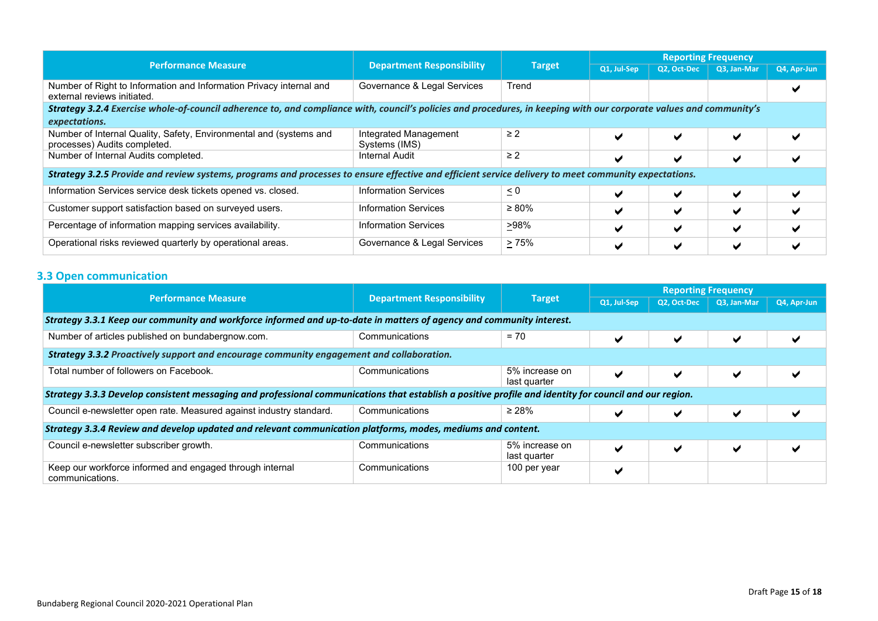| Performance Measure | Department Responsibility | Target | Reporting Frequency | | | |
|---|---|---|---|---|---|---|
| | | | Q1, Jul-Sep | Q2, Oct-Dec | Q3, Jan-Mar | Q4, Apr-Jun |
| Number of Right to Information and Information Privacy internal and external reviews initiated. | Governance & Legal Services | Trend | | | | ✔ |
| ***Strategy 3.2.4** Exercise whole-of-council adherence to, and compliance with, council's policies and procedures, in keeping with our corporate values and community's expectations.* | | | | | | |
| Number of Internal Quality, Safety, Environmental and (systems and processes) Audits completed. | Integrated Management Systems (IMS) | ≥ 2 | ✔ | ✔ | ✔ | ✔ |
| Number of Internal Audits completed. | Internal Audit | ≥ 2 | ✔ | ✔ | ✔ | ✔ |
| ***Strategy 3.2.5** Provide and review systems, programs and processes to ensure effective and efficient service delivery to meet community expectations.* | | | | | | |
| Information Services service desk tickets opened vs. closed. | Information Services | ≤ 0 | ✔ | ✔ | ✔ | ✔ |
| Customer support satisfaction based on surveyed users. | Information Services | ≥ 80% | ✔ | ✔ | ✔ | ✔ |
| Percentage of information mapping services availability. | Information Services | ≥98% | ✔ | ✔ | ✔ | ✔ |
| Operational risks reviewed quarterly by operational areas. | Governance & Legal Services | ≥ 75% | ✔ | ✔ | ✔ | ✔ |

## 3.3 Open communication

| Performance Measure | Department Responsibility | Target | Reporting Frequency | | | |
|---|---|---|---|---|---|---|
| | | | Q1, Jul-Sep | Q2, Oct-Dec | Q3, Jan-Mar | Q4, Apr-Jun |
| ***Strategy 3.3.1 Keep our community and workforce informed and up-to-date in matters of agency and community interest.*** | | | | | | |
| Number of articles published on bundabergnow.com. | Communications | = 70 | ✔ | ✔ | ✔ | ✔ |
| ***Strategy 3.3.2** Proactively support and encourage community engagement and collaboration.* | | | | | | |
| Total number of followers on Facebook. | Communications | 5% increase on last quarter | ✔ | ✔ | ✔ | ✔ |
| ***Strategy 3.3.3 Develop consistent messaging and professional communications that establish a positive profile and identity for council and our region.*** | | | | | | |
| Council e-newsletter open rate. Measured against industry standard. | Communications | ≥ 28% | ✔ | ✔ | ✔ | ✔ |
| ***Strategy 3.3.4 Review and develop updated and relevant communication platforms, modes, mediums and content.*** | | | | | | |
| Council e-newsletter subscriber growth. | Communications | 5% increase on last quarter | ✔ | ✔ | ✔ | ✔ |
| Keep our workforce informed and engaged through internal communications. | Communications | 100 per year | ✔ | | | |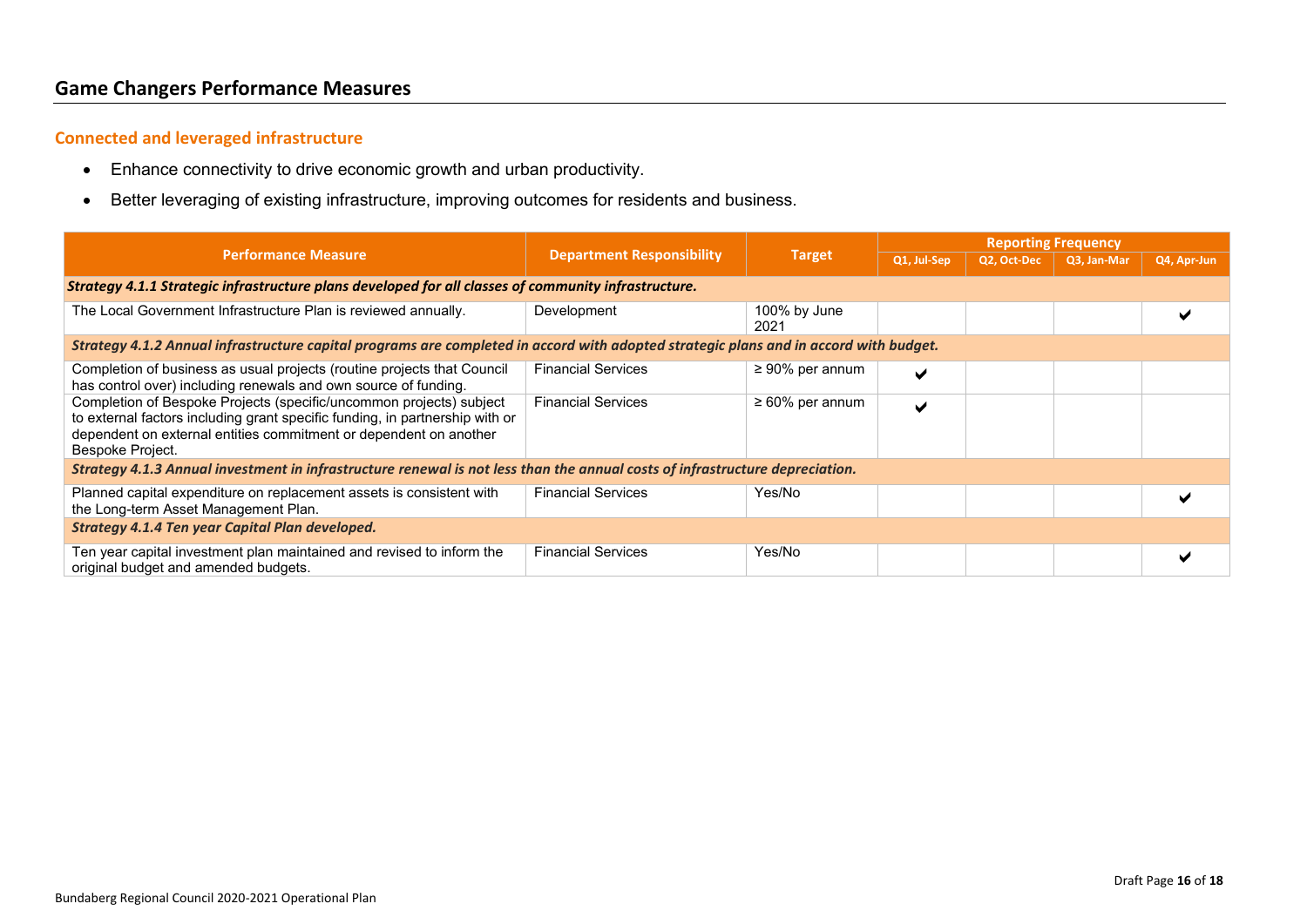# Game Changers Performance Measures

## Connected and leveraged infrastructure

- Enhance connectivity to drive economic growth and urban productivity.
- Better leveraging of existing infrastructure, improving outcomes for residents and business.

| Performance Measure | Department Responsibility | Target | Reporting Frequency | | | |
|---|---|---|---|---|---|---|
| | | | Q1, Jul-Sep | Q2, Oct-Dec | Q3, Jan-Mar | Q4, Apr-Jun |
| ***Strategy 4.1.1 Strategic infrastructure plans developed for all classes of community infrastructure.*** | | | | | | |
| The Local Government Infrastructure Plan is reviewed annually. | Development | 100% by June 2021 | | | | ✔ |
| ***Strategy 4.1.2 Annual infrastructure capital programs are completed in accord with adopted strategic plans and in accord with budget.*** | | | | | | |
| Completion of business as usual projects (routine projects that Council has control over) including renewals and own source of funding. | Financial Services | ≥ 90% per annum | ✔ | | | |
| Completion of Bespoke Projects (specific/uncommon projects) subject to external factors including grant specific funding, in partnership with or dependent on external entities commitment or dependent on another Bespoke Project. | Financial Services | ≥ 60% per annum | ✔ | | | |
| ***Strategy 4.1.3 Annual investment in infrastructure renewal is not less than the annual costs of infrastructure depreciation.*** | | | | | | |
| Planned capital expenditure on replacement assets is consistent with the Long-term Asset Management Plan. | Financial Services | Yes/No | | | | ✔ |
| ***Strategy 4.1.4 Ten year Capital Plan developed.*** | | | | | | |
| Ten year capital investment plan maintained and revised to inform the original budget and amended budgets. | Financial Services | Yes/No | | | | ✔ |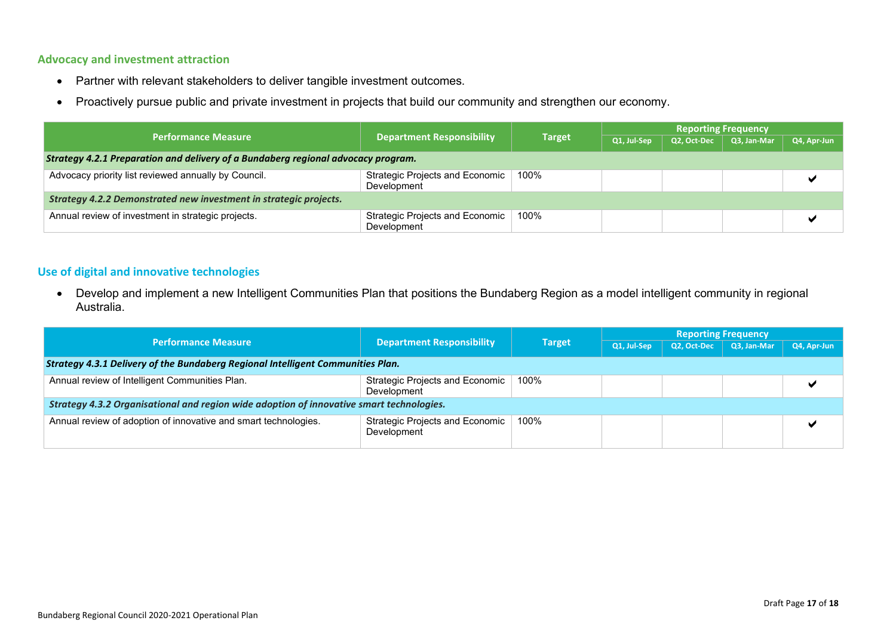## Advocacy and investment attraction

- Partner with relevant stakeholders to deliver tangible investment outcomes.
- Proactively pursue public and private investment in projects that build our community and strengthen our economy.

| Performance Measure | Department Responsibility | Target | Reporting Frequency | | | |
|---|---|---|---|---|---|---|
| | | | Q1, Jul-Sep | Q2, Oct-Dec | Q3, Jan-Mar | Q4, Apr-Jun |
| ***Strategy 4.2.1 Preparation and delivery of a Bundaberg regional advocacy program.*** | | | | | | |
| Advocacy priority list reviewed annually by Council. | Strategic Projects and Economic Development | 100% | | | | ✔ |
| ***Strategy 4.2.2 Demonstrated new investment in strategic projects.*** | | | | | | |
| Annual review of investment in strategic projects. | Strategic Projects and Economic Development | 100% | | | | ✔ |

## Use of digital and innovative technologies

- Develop and implement a new Intelligent Communities Plan that positions the Bundaberg Region as a model intelligent community in regional Australia.

| Performance Measure | Department Responsibility | Target | Reporting Frequency | | | |
|---|---|---|---|---|---|---|
| | | | Q1, Jul-Sep | Q2, Oct-Dec | Q3, Jan-Mar | Q4, Apr-Jun |
| ***Strategy 4.3.1 Delivery of the Bundaberg Regional Intelligent Communities Plan.*** | | | | | | |
| Annual review of Intelligent Communities Plan. | Strategic Projects and Economic Development | 100% | | | | ✔ |
| ***Strategy 4.3.2 Organisational and region wide adoption of innovative smart technologies.*** | | | | | | |
| Annual review of adoption of innovative and smart technologies. | Strategic Projects and Economic Development | 100% | | | | ✔ |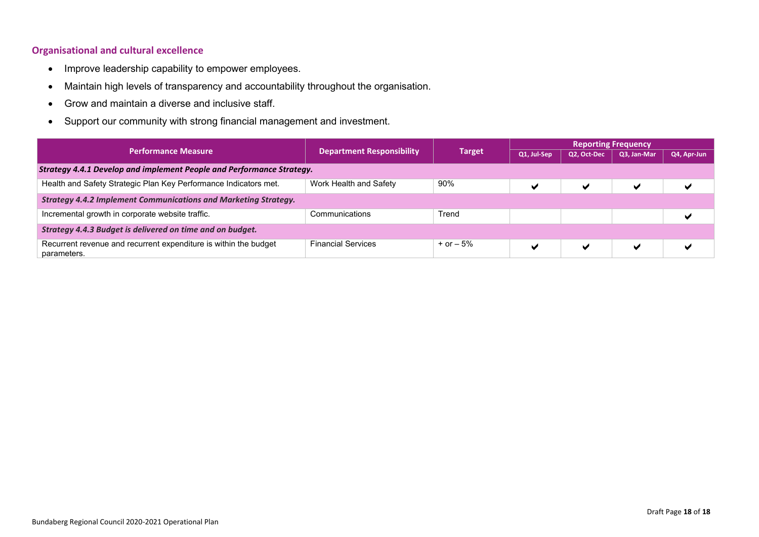### Organisational and cultural excellence

- Improve leadership capability to empower employees.
- Maintain high levels of transparency and accountability throughout the organisation.
- Grow and maintain a diverse and inclusive staff.
- Support our community with strong financial management and investment.

| Performance Measure | Department Responsibility | Target | Reporting Frequency | | | |
|---|---|---|---|---|---|---|
| | | | Q1, Jul-Sep | Q2, Oct-Dec | Q3, Jan-Mar | Q4, Apr-Jun |
| ***Strategy 4.4.1 Develop and implement People and Performance Strategy.*** | | | | | | |
| Health and Safety Strategic Plan Key Performance Indicators met. | Work Health and Safety | 90% | ✔ | ✔ | ✔ | ✔ |
| ***Strategy 4.4.2 Implement Communications and Marketing Strategy.*** | | | | | | |
| Incremental growth in corporate website traffic. | Communications | Trend | | | | ✔ |
| ***Strategy 4.4.3 Budget is delivered on time and on budget.*** | | | | | | |
| Recurrent revenue and recurrent expenditure is within the budget parameters. | Financial Services | + or – 5% | ✔ | ✔ | ✔ | ✔ |